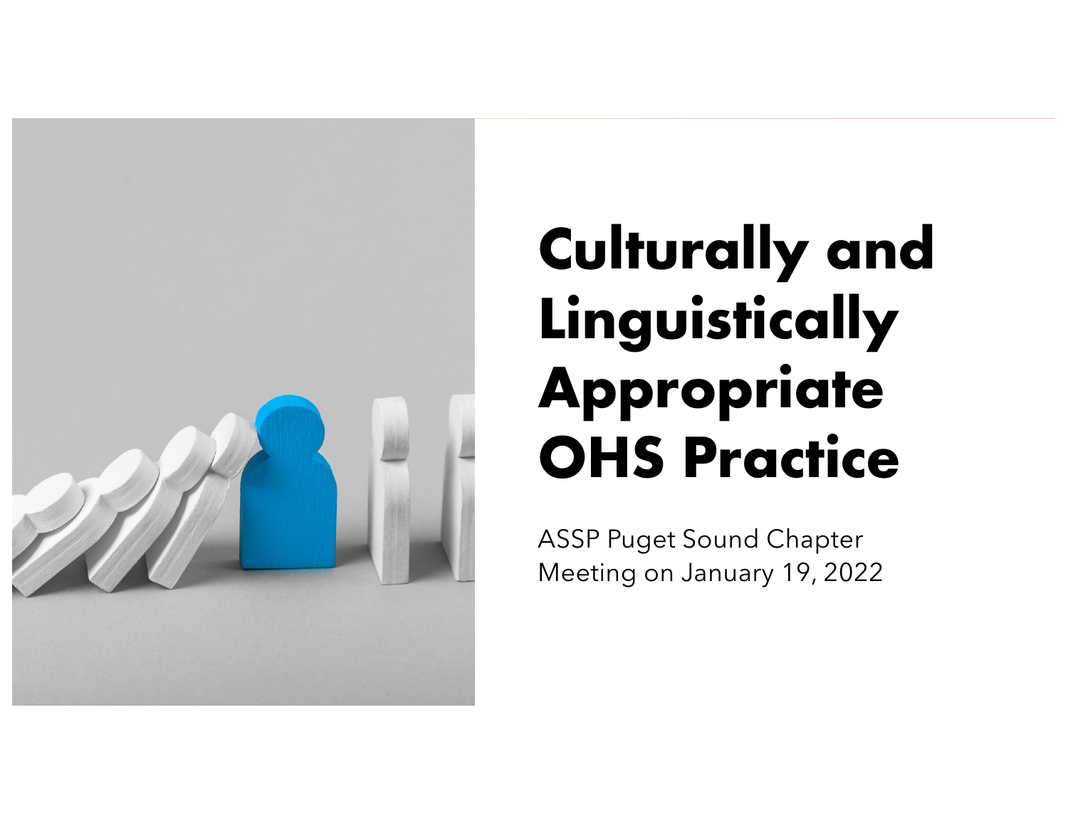# Culturally and Linguistically Appropriate OHS Practice

ASSP Puget Sound Chapter
Meeting on January 19, 2022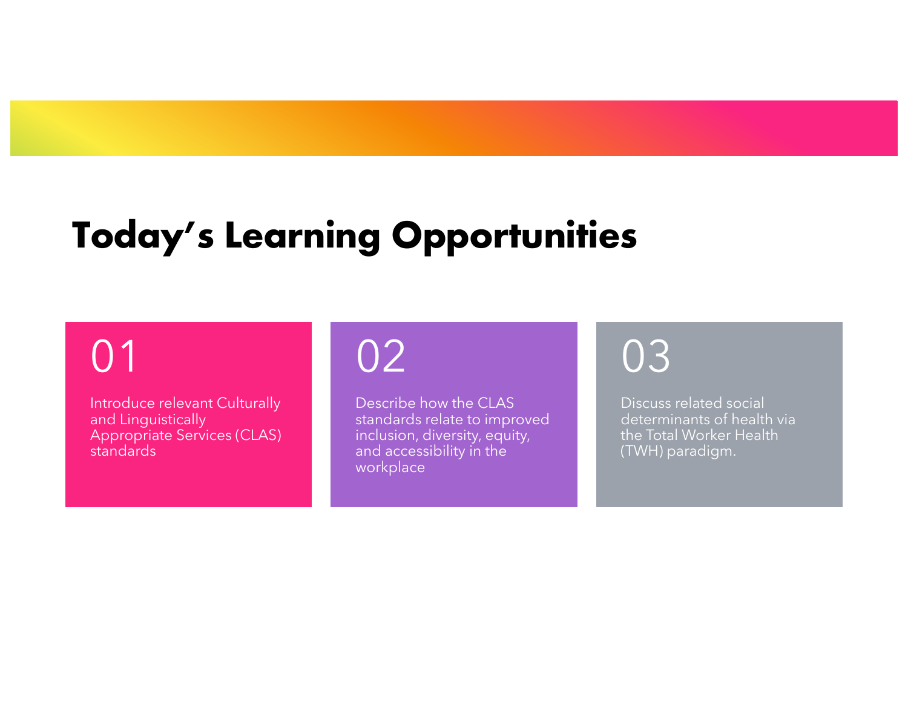# Today's Learning Opportunities

**01**

Introduce relevant Culturally and Linguistically Appropriate Services (CLAS) standards

**02**

Describe how the CLAS standards relate to improved inclusion, diversity, equity, and accessibility in the workplace

**03**

Discuss related social determinants of health via the Total Worker Health (TWH) paradigm.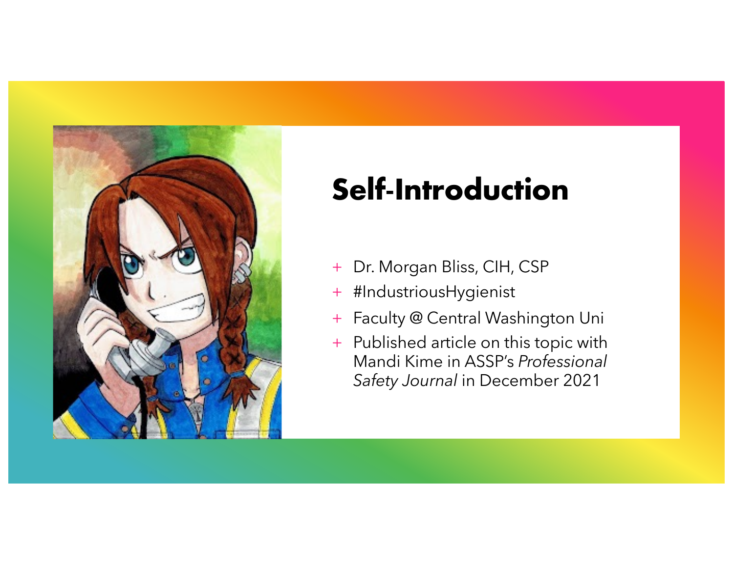# Self-Introduction

- Dr. Morgan Bliss, CIH, CSP
- #IndustriousHygienist
- Faculty @ Central Washington Uni
- Published article on this topic with Mandi Kime in ASSP's *Professional Safety Journal* in December 2021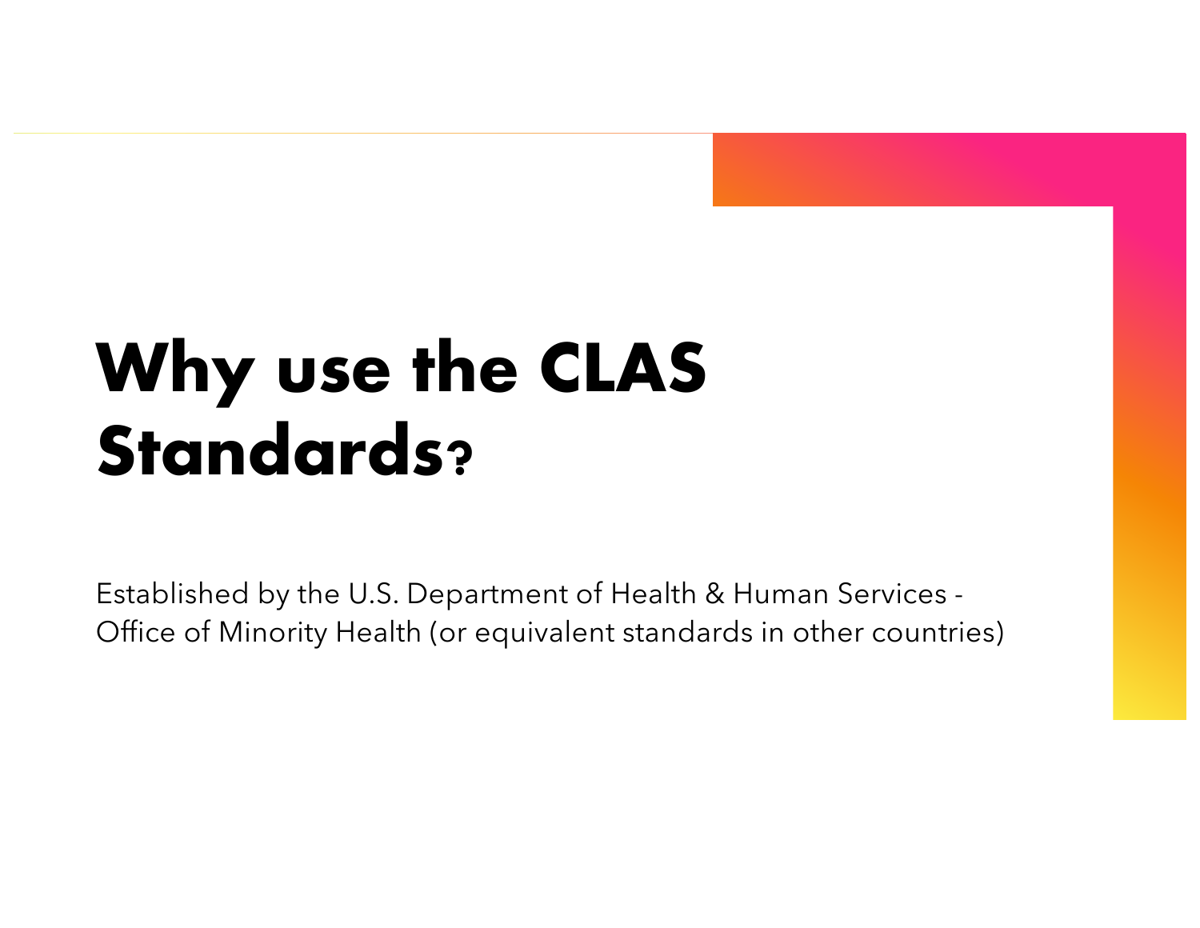# Why use the CLAS Standards?

Established by the U.S. Department of Health & Human Services - Office of Minority Health (or equivalent standards in other countries)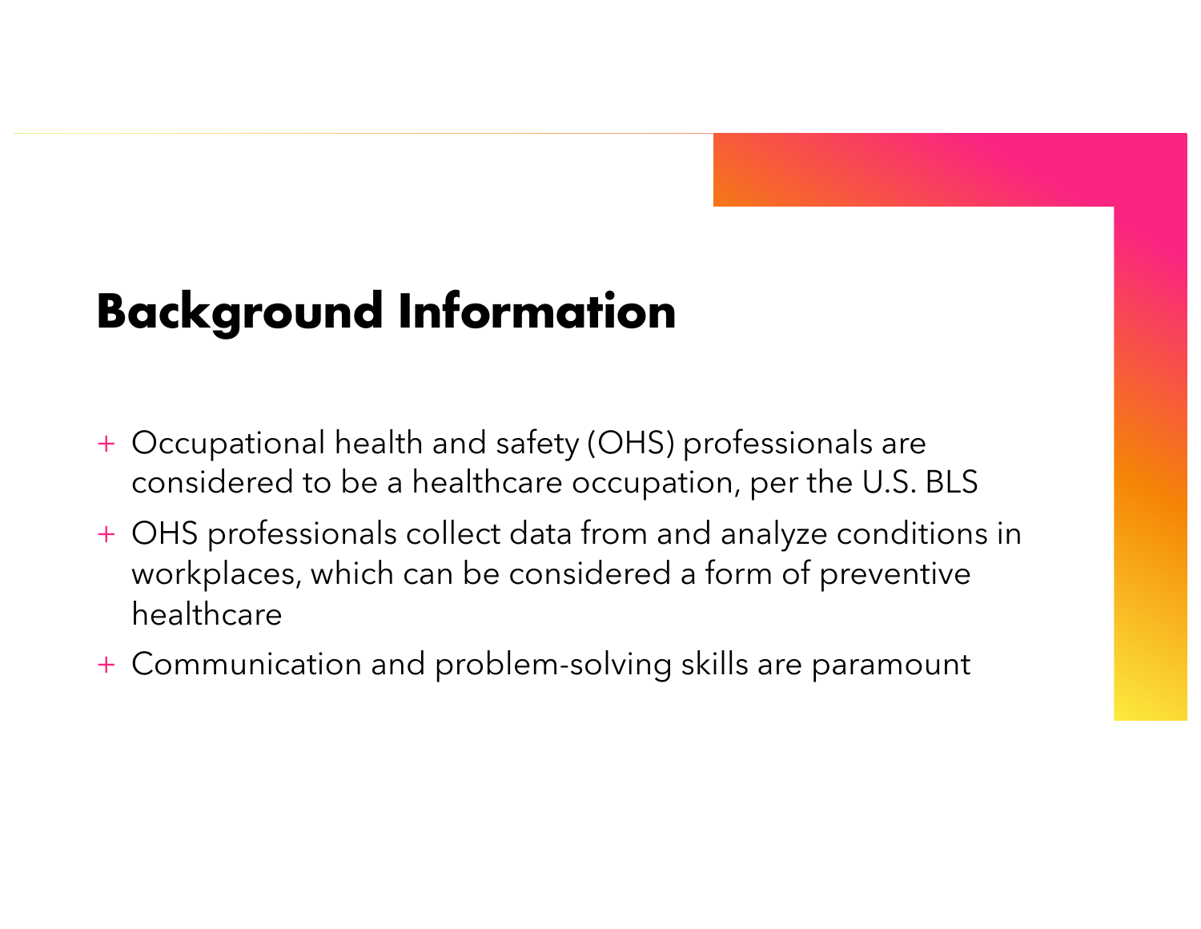# Background Information

- Occupational health and safety (OHS) professionals are considered to be a healthcare occupation, per the U.S. BLS
- OHS professionals collect data from and analyze conditions in workplaces, which can be considered a form of preventive healthcare
- Communication and problem-solving skills are paramount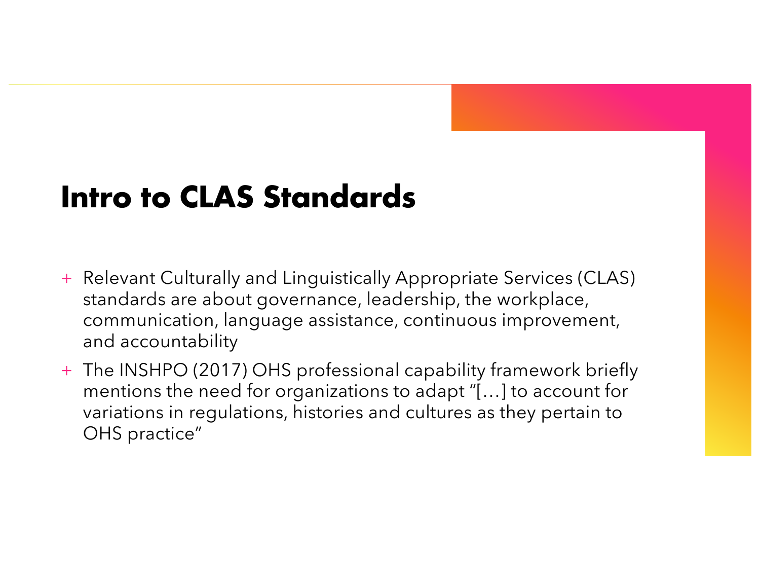# Intro to CLAS Standards

- Relevant Culturally and Linguistically Appropriate Services (CLAS) standards are about governance, leadership, the workplace, communication, language assistance, continuous improvement, and accountability
- The INSHPO (2017) OHS professional capability framework briefly mentions the need for organizations to adapt "[…] to account for variations in regulations, histories and cultures as they pertain to OHS practice"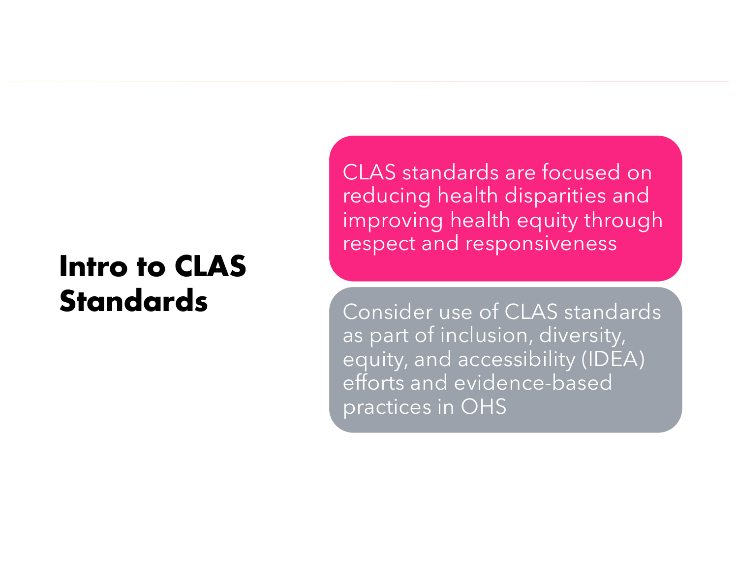# Intro to CLAS Standards

CLAS standards are focused on reducing health disparities and improving health equity through respect and responsiveness

Consider use of CLAS standards as part of inclusion, diversity, equity, and accessibility (IDEA) efforts and evidence-based practices in OHS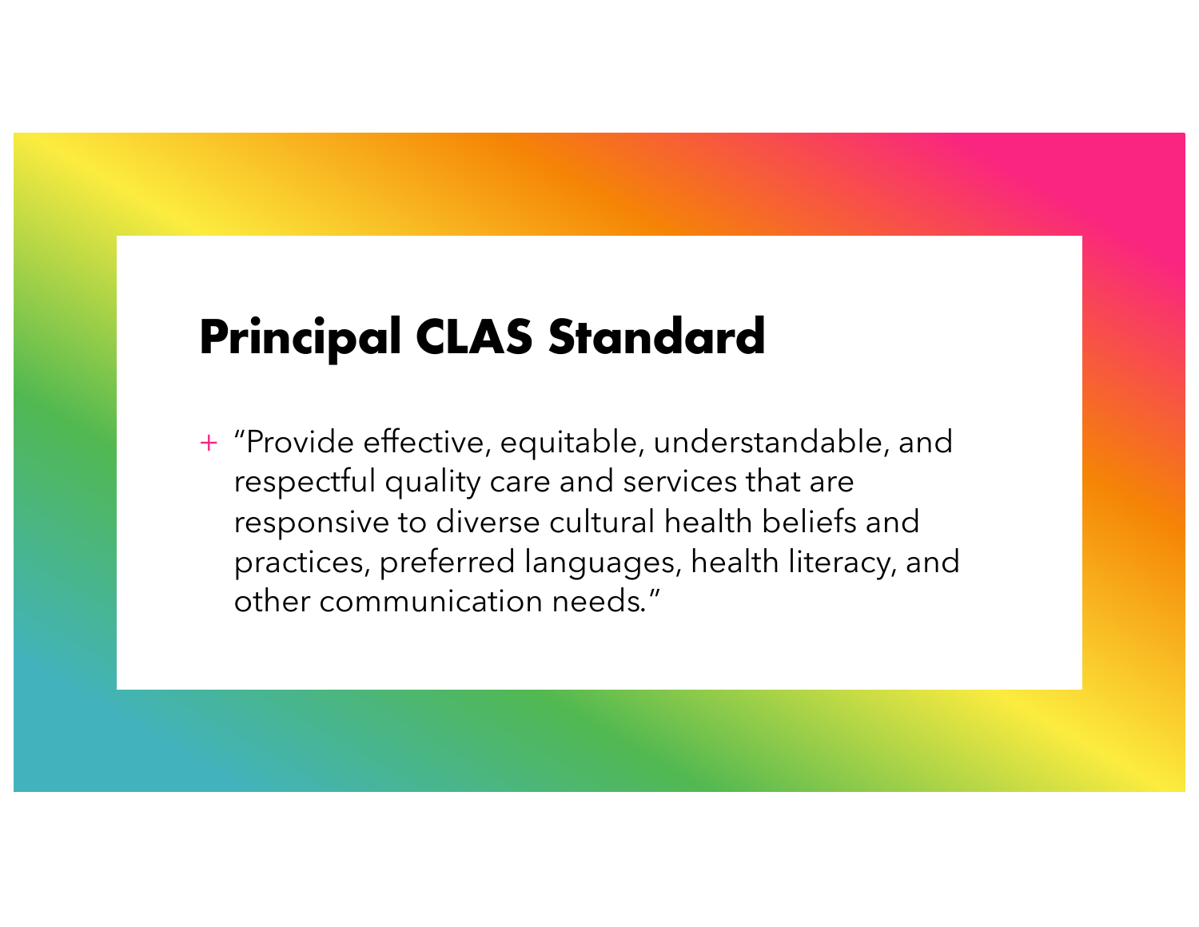# Principal CLAS Standard

- "Provide effective, equitable, understandable, and respectful quality care and services that are responsive to diverse cultural health beliefs and practices, preferred languages, health literacy, and other communication needs."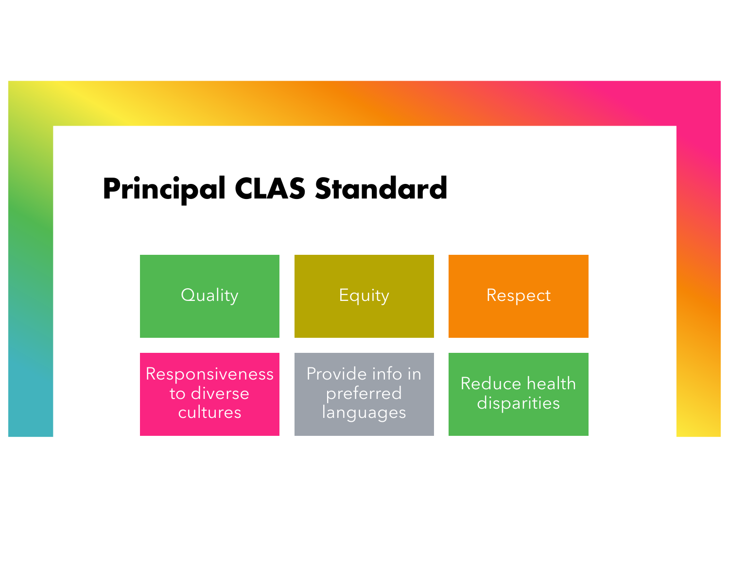# Principal CLAS Standard

- Quality
- Equity
- Respect
- Responsiveness to diverse cultures
- Provide info in preferred languages
- Reduce health disparities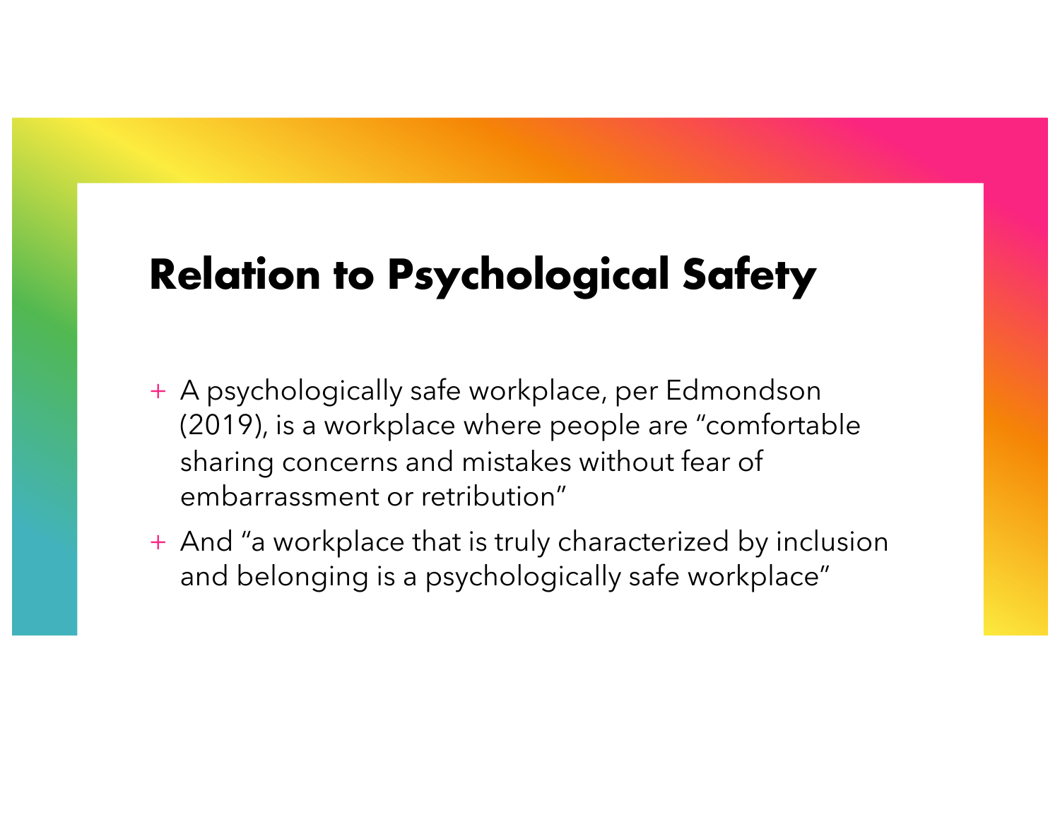# Relation to Psychological Safety

- A psychologically safe workplace, per Edmondson (2019), is a workplace where people are "comfortable sharing concerns and mistakes without fear of embarrassment or retribution"
- And "a workplace that is truly characterized by inclusion and belonging is a psychologically safe workplace"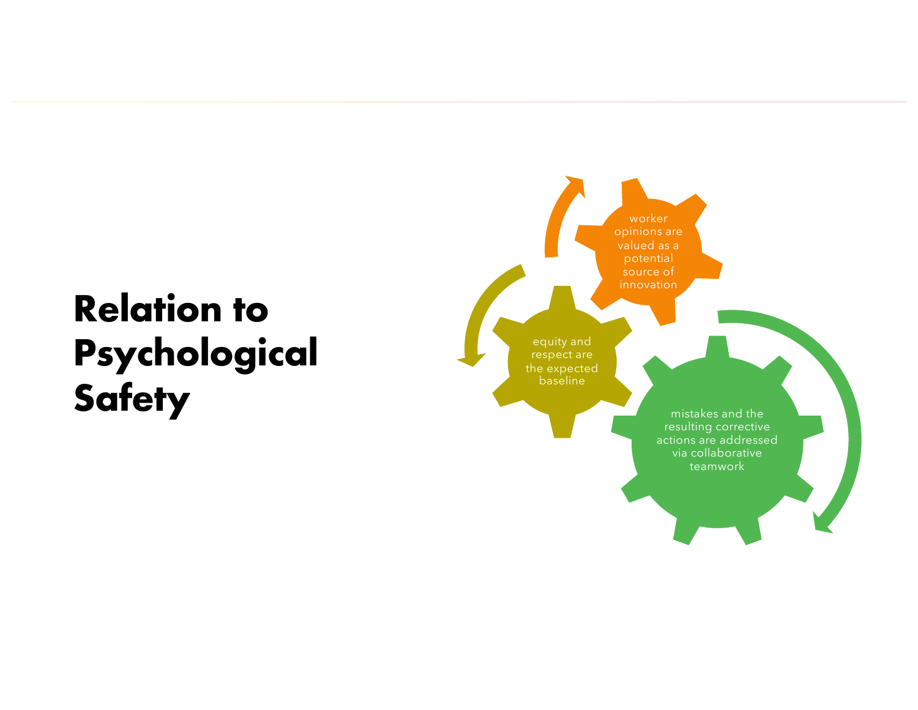# Relation to Psychological Safety

worker opinions are valued as a potential source of innovation

equity and respect are the expected baseline

mistakes and the resulting corrective actions are addressed via collaborative teamwork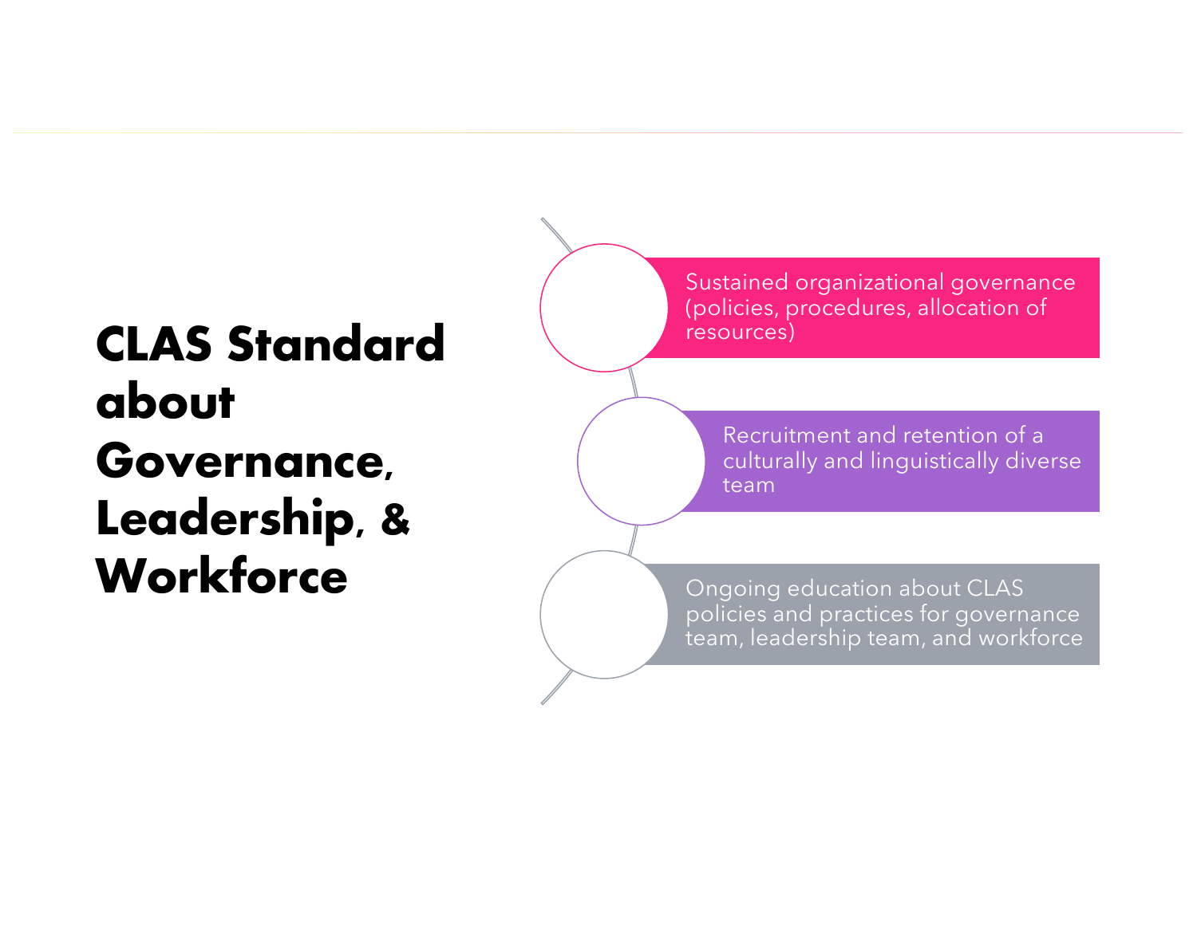# CLAS Standard about Governance, Leadership, & Workforce

- Sustained organizational governance (policies, procedures, allocation of resources)
- Recruitment and retention of a culturally and linguistically diverse team
- Ongoing education about CLAS policies and practices for governance team, leadership team, and workforce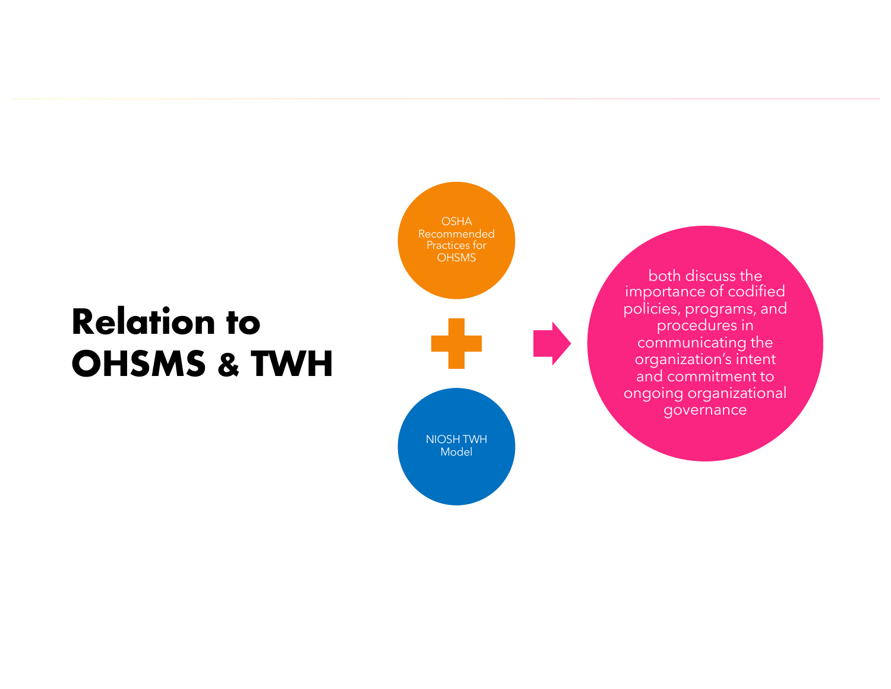# Relation to OHSMS & TWH

OSHA Recommended Practices for OHSMS

+

NIOSH TWH Model

both discuss the importance of codified policies, programs, and procedures in communicating the organization's intent and commitment to ongoing organizational governance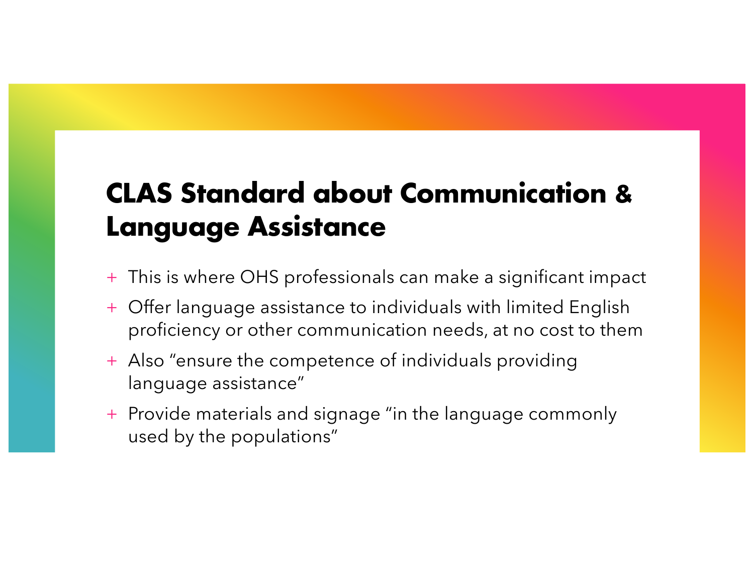# CLAS Standard about Communication & Language Assistance

- This is where OHS professionals can make a significant impact
- Offer language assistance to individuals with limited English proficiency or other communication needs, at no cost to them
- Also "ensure the competence of individuals providing language assistance"
- Provide materials and signage "in the language commonly used by the populations"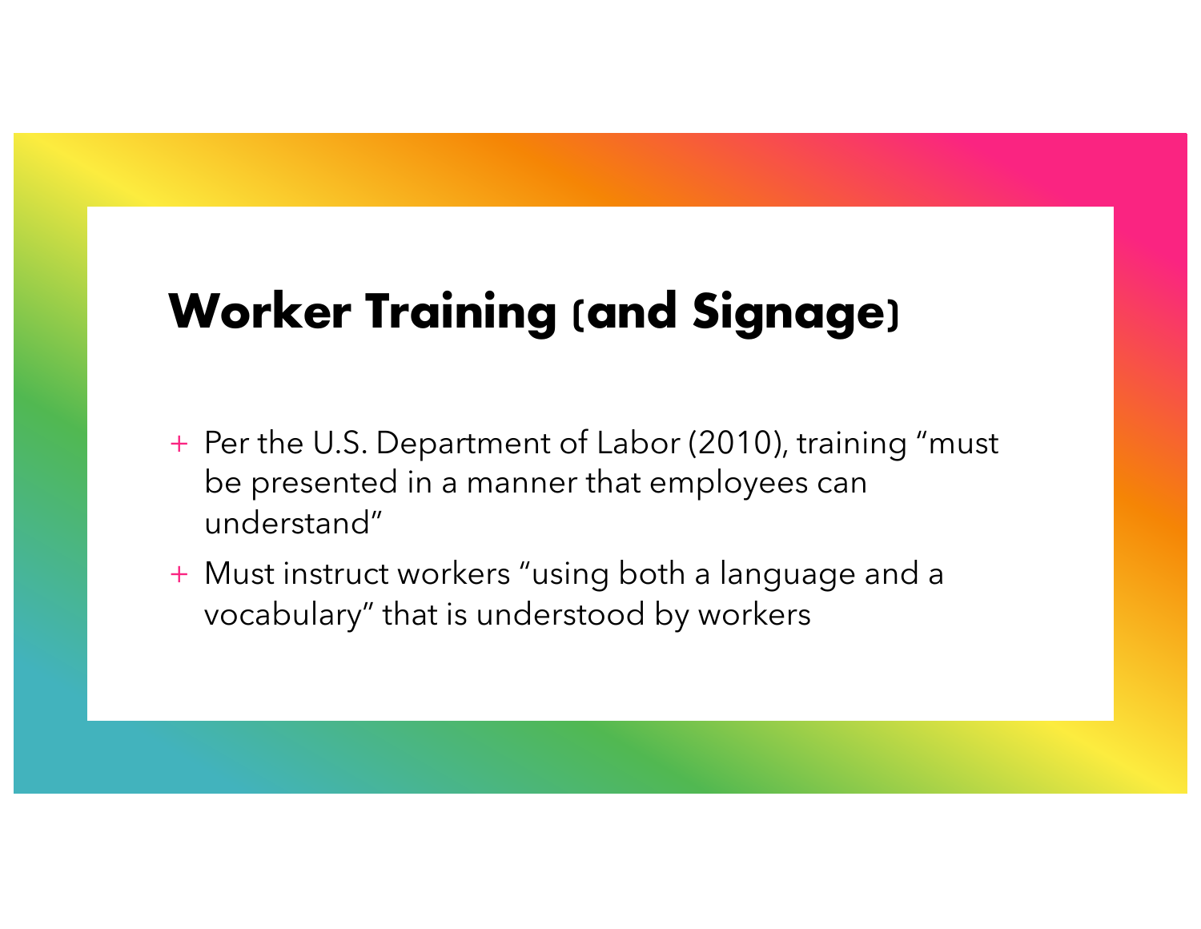# Worker Training (and Signage)

- Per the U.S. Department of Labor (2010), training "must be presented in a manner that employees can understand"
- Must instruct workers "using both a language and a vocabulary" that is understood by workers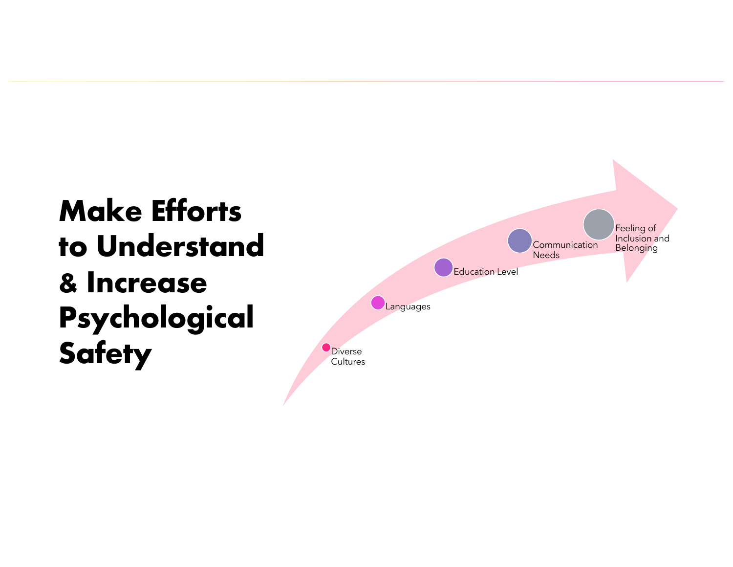# Make Efforts to Understand & Increase Psychological Safety

- Diverse Cultures
- Languages
- Education Level
- Communication Needs
- Feeling of Inclusion and Belonging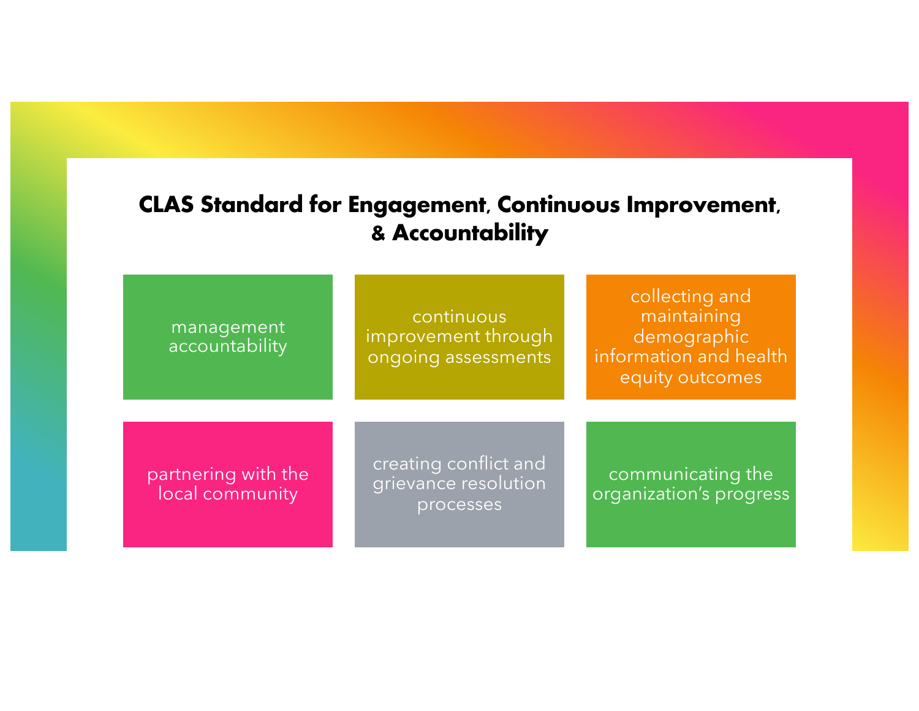## CLAS Standard for Engagement, Continuous Improvement, & Accountability

- management accountability
- continuous improvement through ongoing assessments
- collecting and maintaining demographic information and health equity outcomes
- partnering with the local community
- creating conflict and grievance resolution processes
- communicating the organization's progress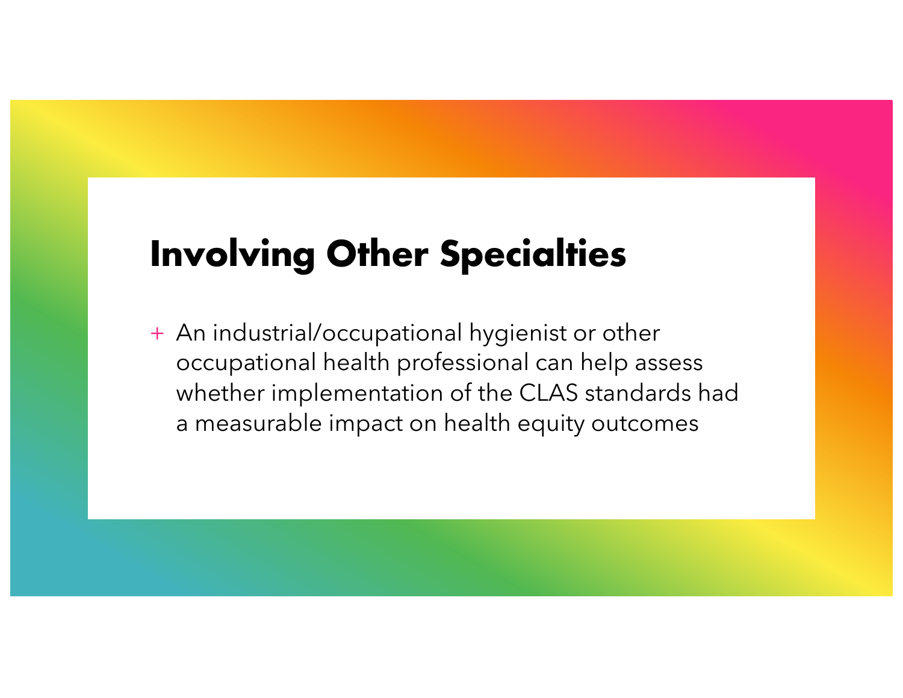# Involving Other Specialties

- An industrial/occupational hygienist or other occupational health professional can help assess whether implementation of the CLAS standards had a measurable impact on health equity outcomes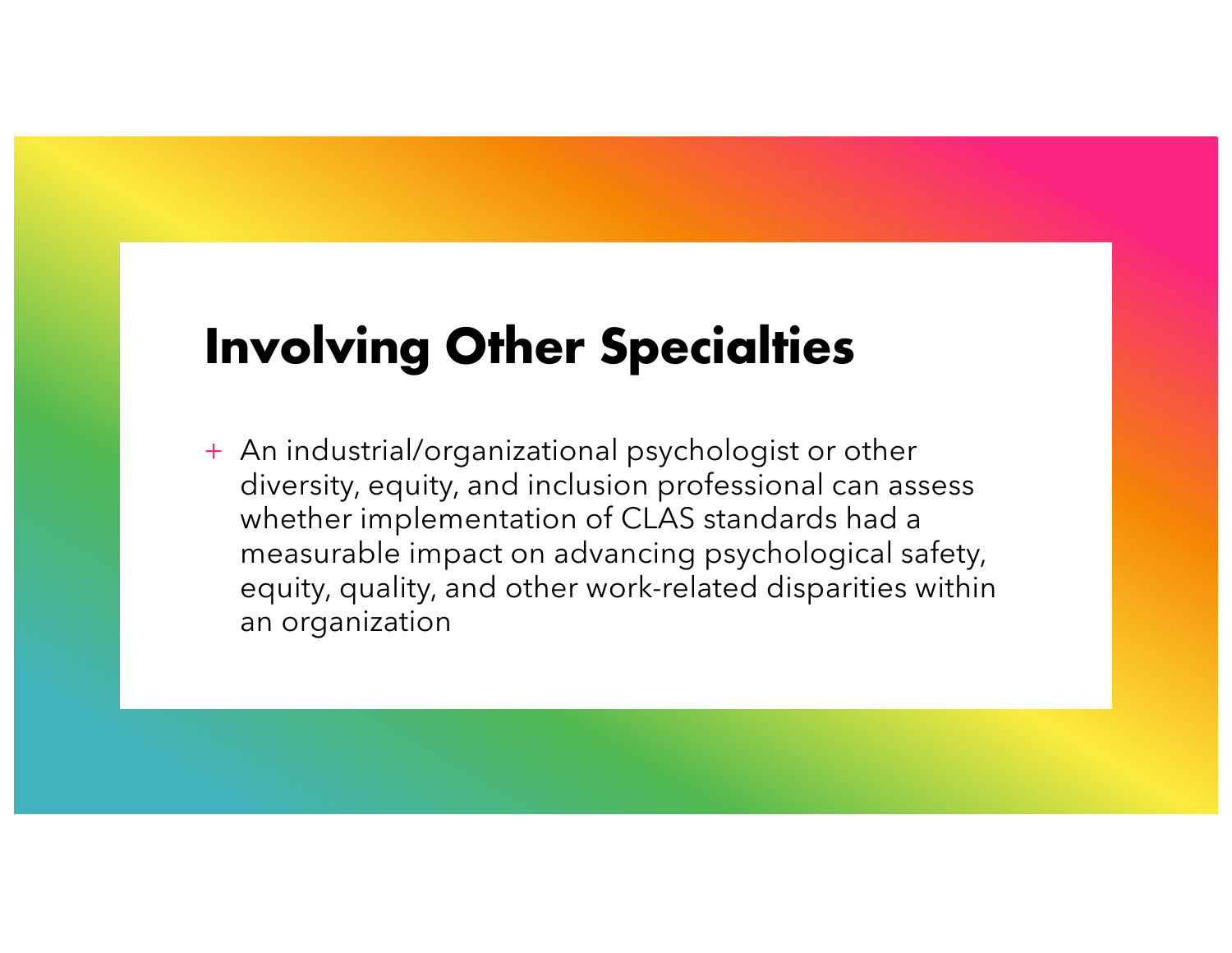# Involving Other Specialties

- An industrial/organizational psychologist or other diversity, equity, and inclusion professional can assess whether implementation of CLAS standards had a measurable impact on advancing psychological safety, equity, quality, and other work-related disparities within an organization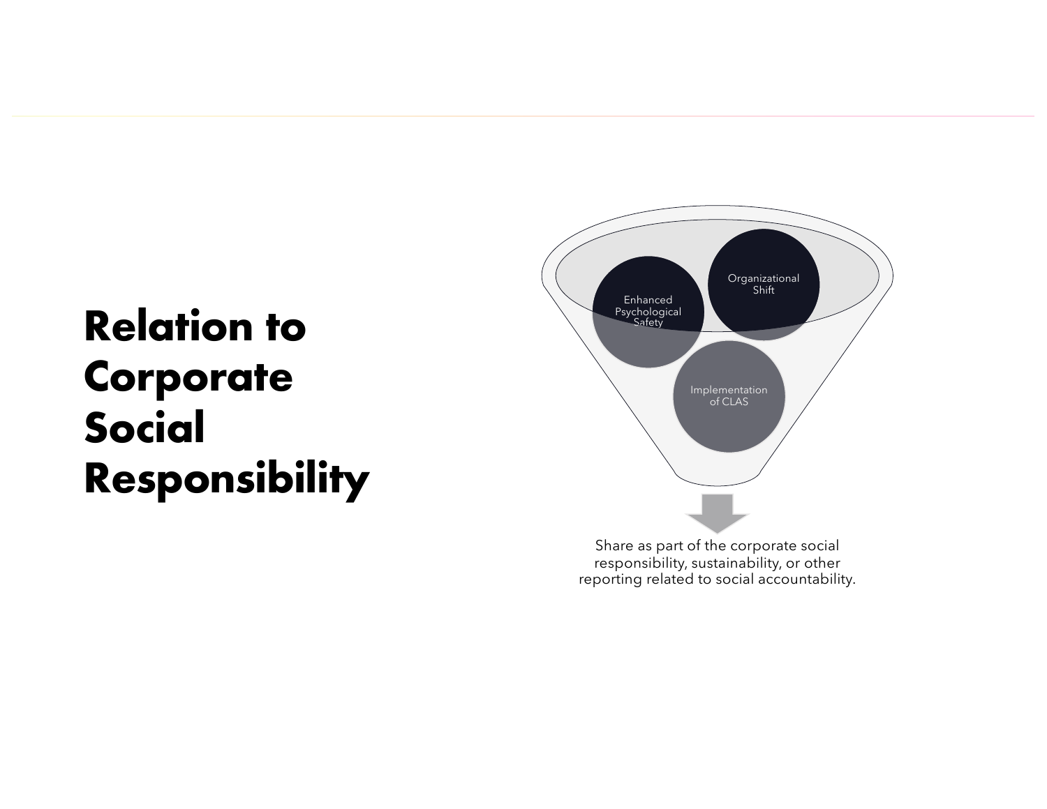# Relation to Corporate Social Responsibility

Enhanced Psychological Safety

Organizational Shift

Implementation of CLAS

Share as part of the corporate social responsibility, sustainability, or other reporting related to social accountability.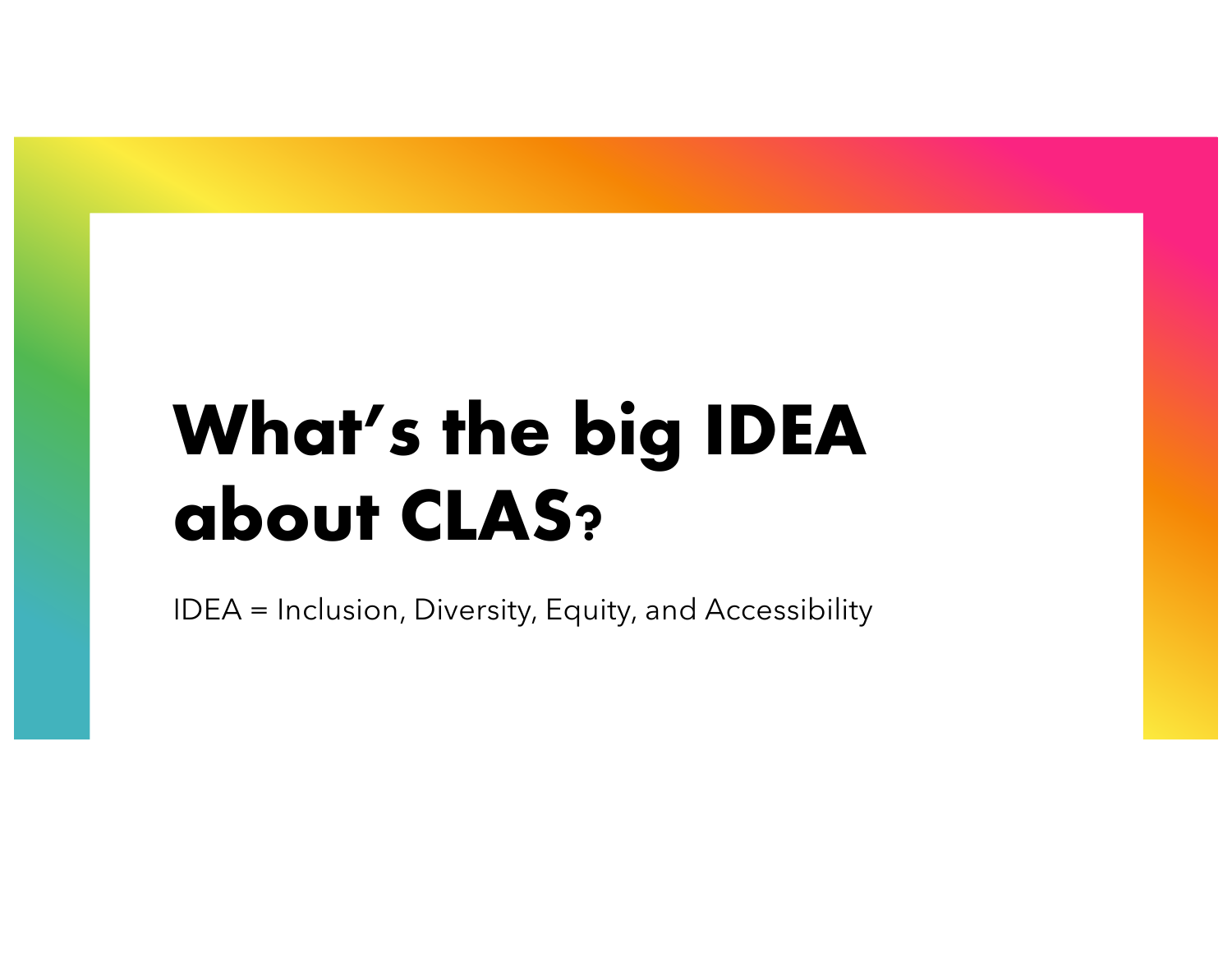# What's the big IDEA about CLAS?

IDEA = Inclusion, Diversity, Equity, and Accessibility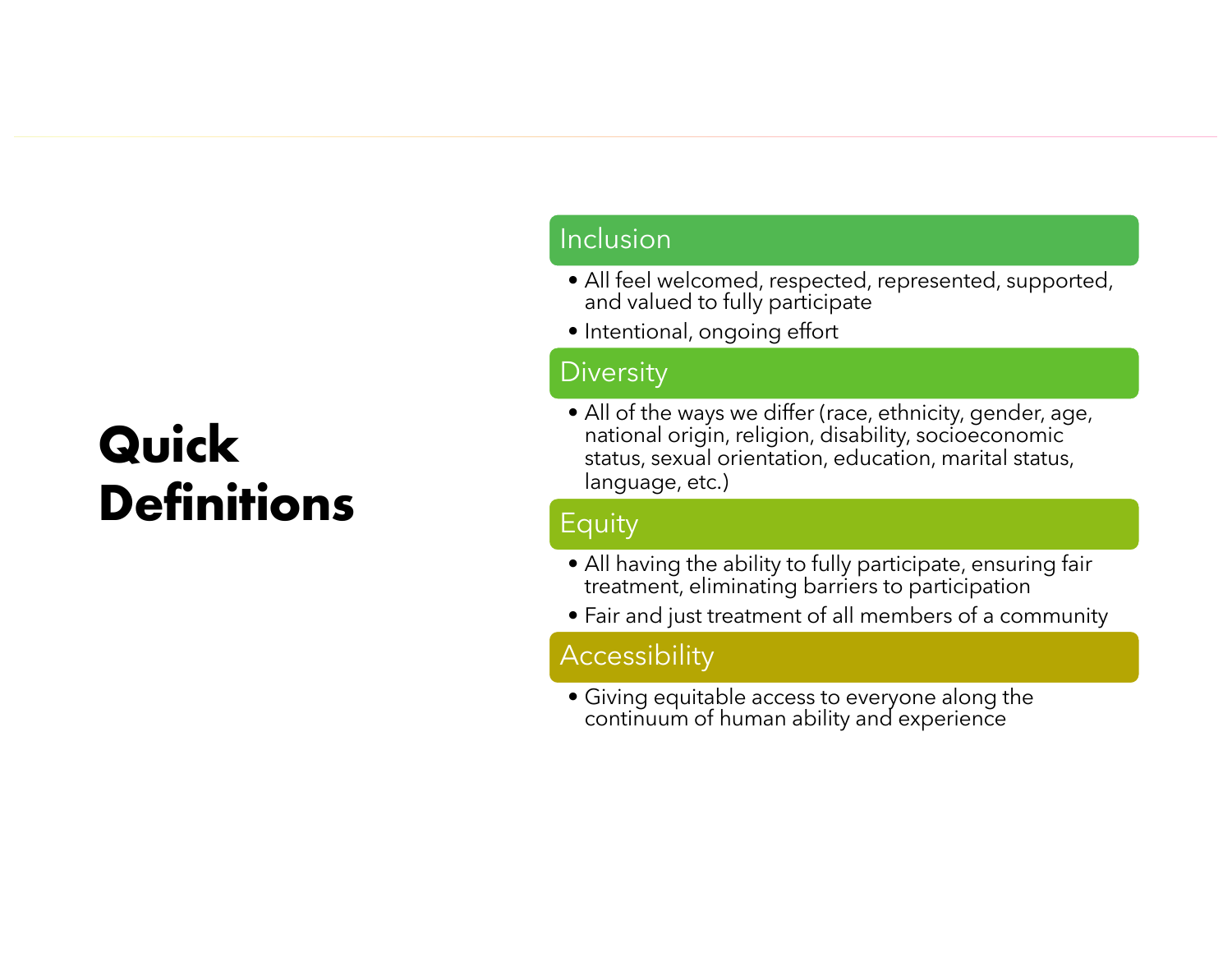# Quick Definitions

## Inclusion

- All feel welcomed, respected, represented, supported, and valued to fully participate
- Intentional, ongoing effort

## Diversity

- All of the ways we differ (race, ethnicity, gender, age, national origin, religion, disability, socioeconomic status, sexual orientation, education, marital status, language, etc.)

## Equity

- All having the ability to fully participate, ensuring fair treatment, eliminating barriers to participation
- Fair and just treatment of all members of a community

## Accessibility

- Giving equitable access to everyone along the continuum of human ability and experience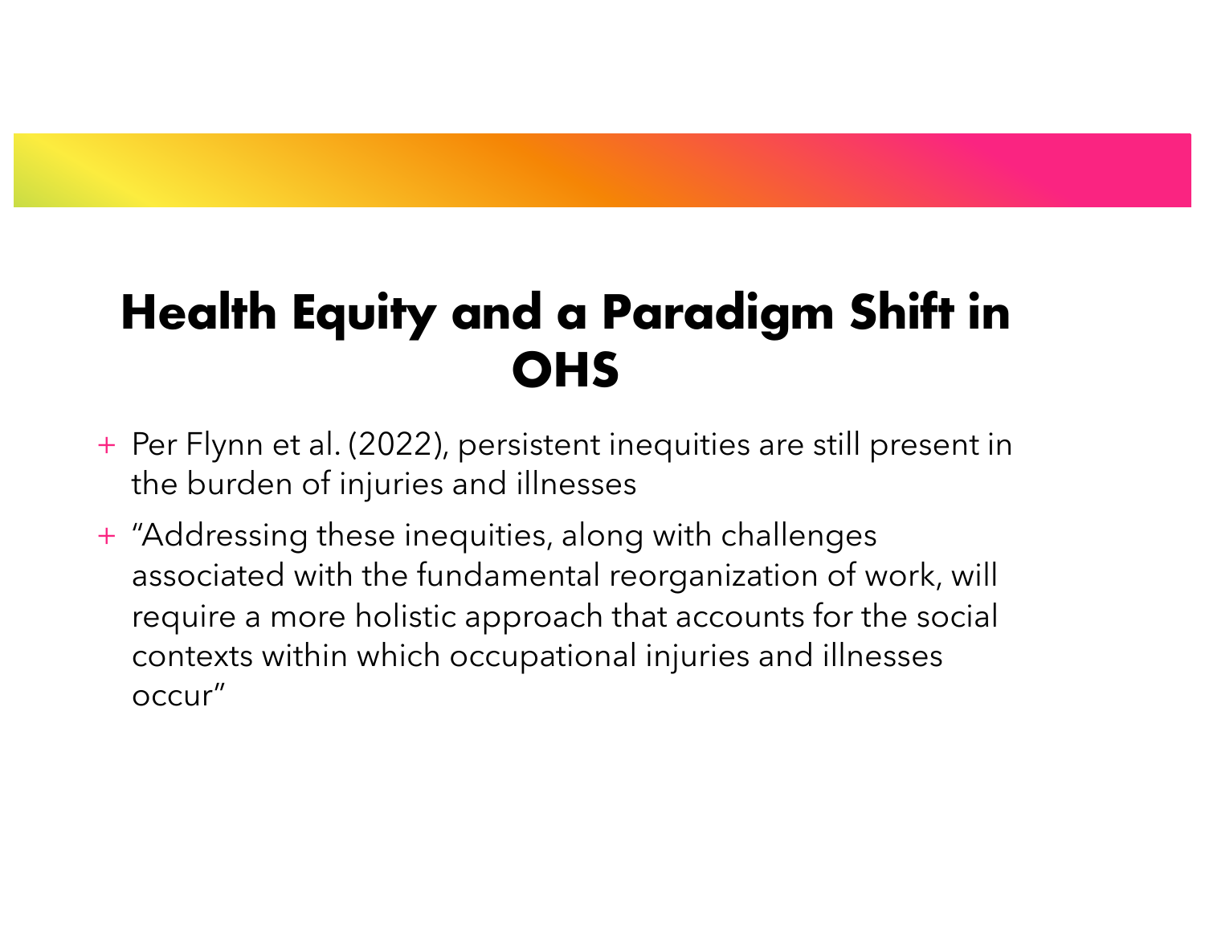# Health Equity and a Paradigm Shift in OHS

- Per Flynn et al. (2022), persistent inequities are still present in the burden of injuries and illnesses
- "Addressing these inequities, along with challenges associated with the fundamental reorganization of work, will require a more holistic approach that accounts for the social contexts within which occupational injuries and illnesses occur"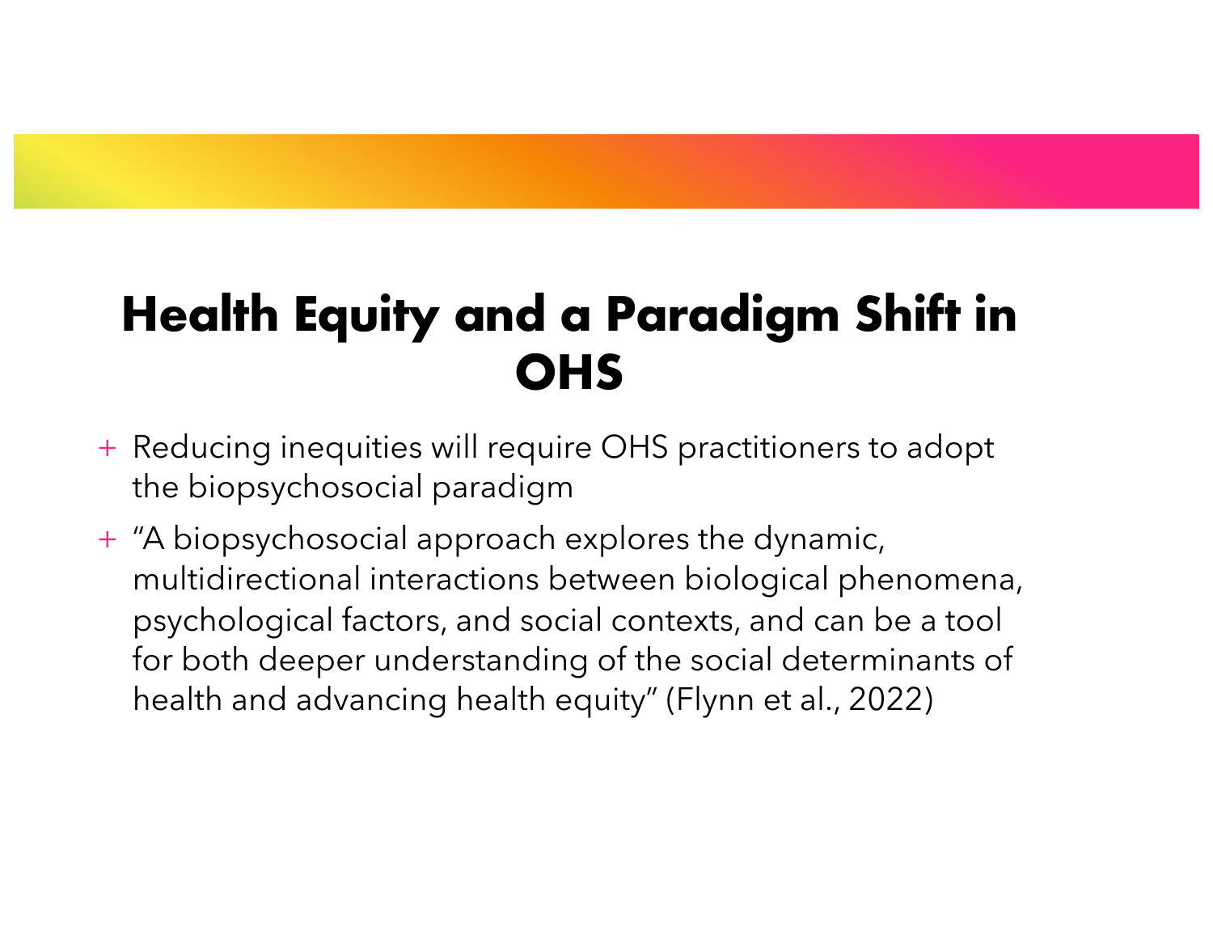# Health Equity and a Paradigm Shift in OHS

- Reducing inequities will require OHS practitioners to adopt the biopsychosocial paradigm
- "A biopsychosocial approach explores the dynamic, multidirectional interactions between biological phenomena, psychological factors, and social contexts, and can be a tool for both deeper understanding of the social determinants of health and advancing health equity" (Flynn et al., 2022)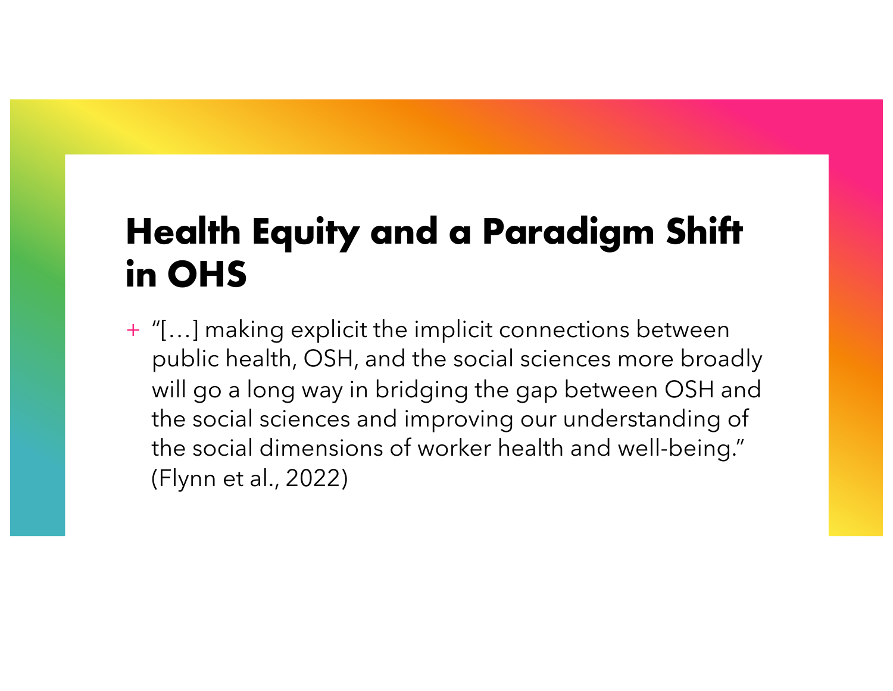# Health Equity and a Paradigm Shift in OHS

- "[…] making explicit the implicit connections between public health, OSH, and the social sciences more broadly will go a long way in bridging the gap between OSH and the social sciences and improving our understanding of the social dimensions of worker health and well-being." (Flynn et al., 2022)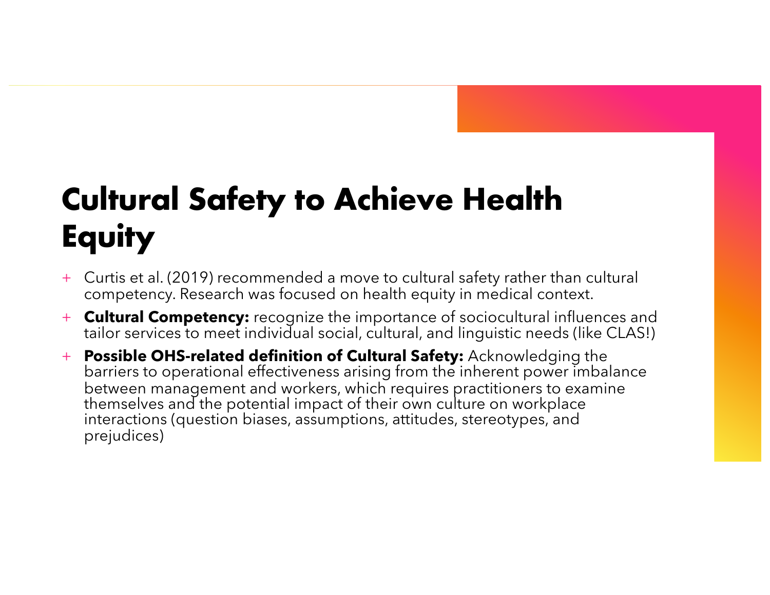# Cultural Safety to Achieve Health Equity

- Curtis et al. (2019) recommended a move to cultural safety rather than cultural competency. Research was focused on health equity in medical context.
- **Cultural Competency:** recognize the importance of sociocultural influences and tailor services to meet individual social, cultural, and linguistic needs (like CLAS!)
- **Possible OHS-related definition of Cultural Safety:** Acknowledging the barriers to operational effectiveness arising from the inherent power imbalance between management and workers, which requires practitioners to examine themselves and the potential impact of their own culture on workplace interactions (question biases, assumptions, attitudes, stereotypes, and prejudices)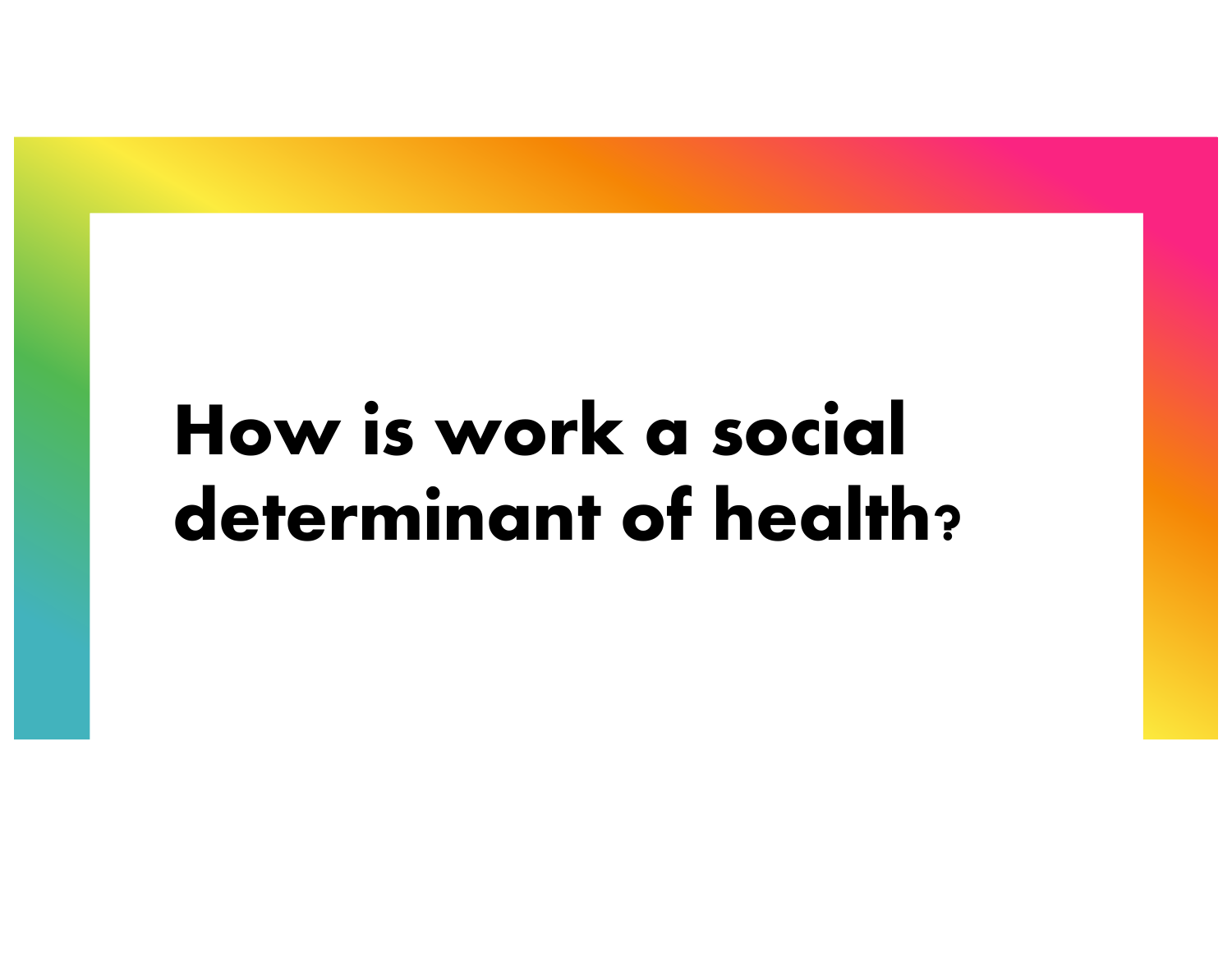# How is work a social determinant of health?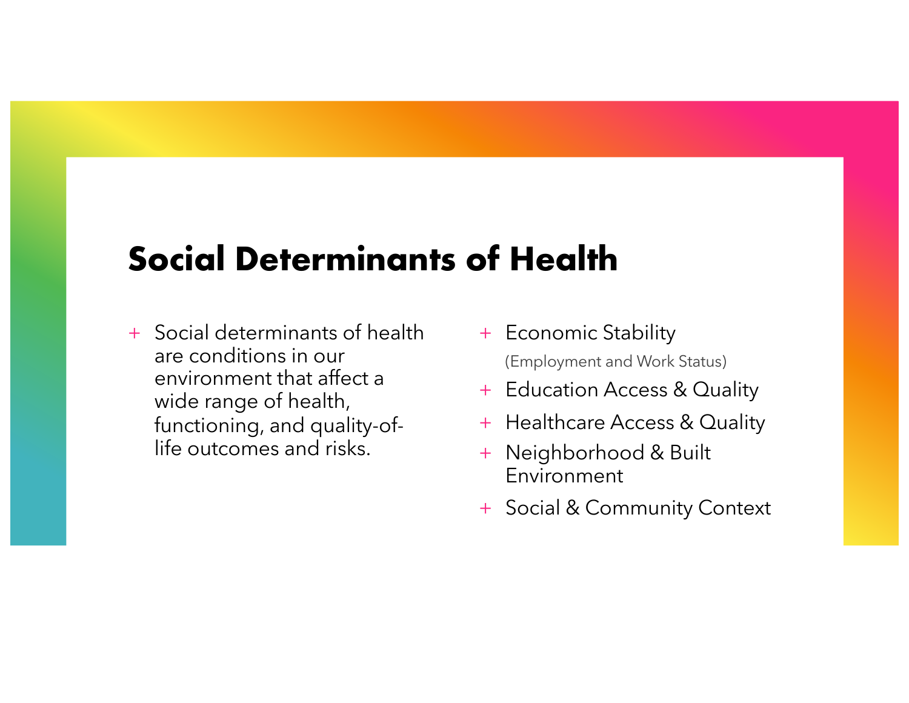# Social Determinants of Health

- Social determinants of health are conditions in our environment that affect a wide range of health, functioning, and quality-of-life outcomes and risks.

- Economic Stability
  (Employment and Work Status)
- Education Access & Quality
- Healthcare Access & Quality
- Neighborhood & Built Environment
- Social & Community Context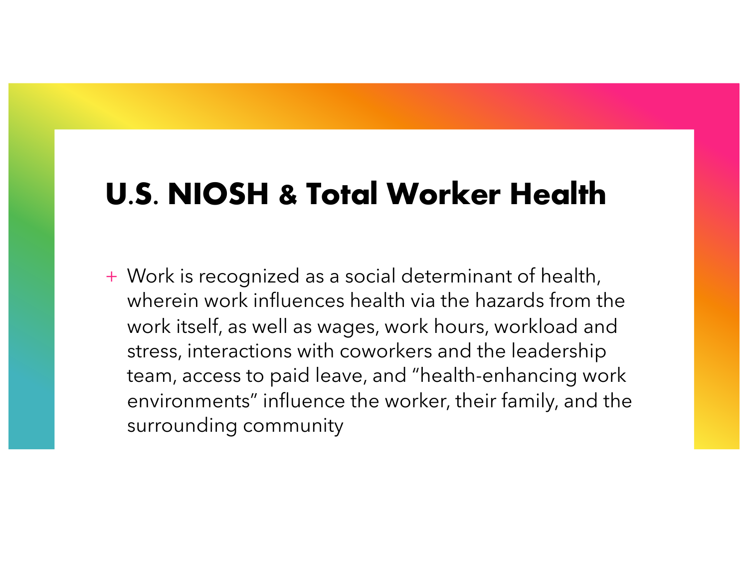# U.S. NIOSH & Total Worker Health

- Work is recognized as a social determinant of health, wherein work influences health via the hazards from the work itself, as well as wages, work hours, workload and stress, interactions with coworkers and the leadership team, access to paid leave, and "health-enhancing work environments" influence the worker, their family, and the surrounding community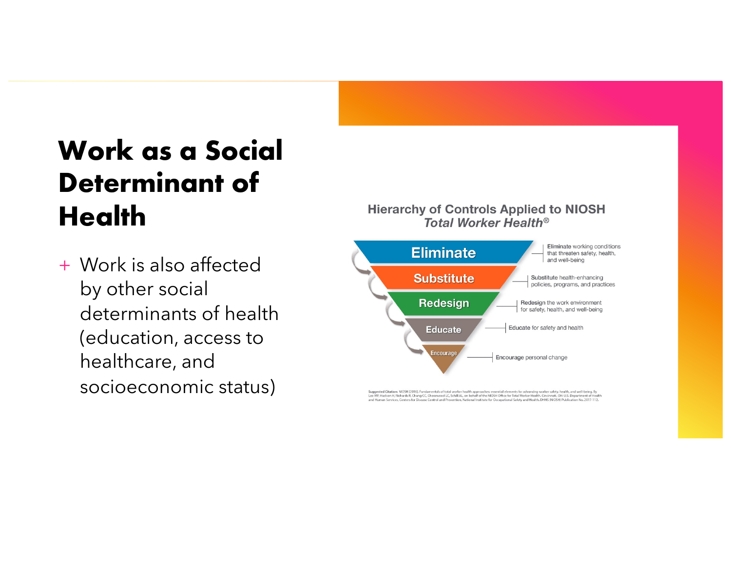# Work as a Social Determinant of Health

- Work is also affected by other social determinants of health (education, access to healthcare, and socioeconomic status)

**Hierarchy of Controls Applied to NIOSH *Total Worker Health®***

- **Eliminate** — Eliminate working conditions that threaten safety, health, and well-being
- **Substitute** — Substitute health-enhancing policies, programs, and practices
- **Redesign** — Redesign the work environment for safety, health, and well-being
- **Educate** — Educate for safety and health
- **Encourage** — Encourage personal change

Suggested Citation: NIOSH [2016]. Fundamentals of total worker health approaches: essential elements for advancing worker safety, health, and well-being. By Lee MP, Hudson H, Richards R, Chang CC, Chosewood LC, Schill AL, on behalf of the NIOSH Office for Total Worker Health. Cincinnati, OH: U.S. Department of Health and Human Services, Centers for Disease Control and Prevention, National Institute for Occupational Safety and Health, DHHS (NIOSH) Publication No. 2017-112.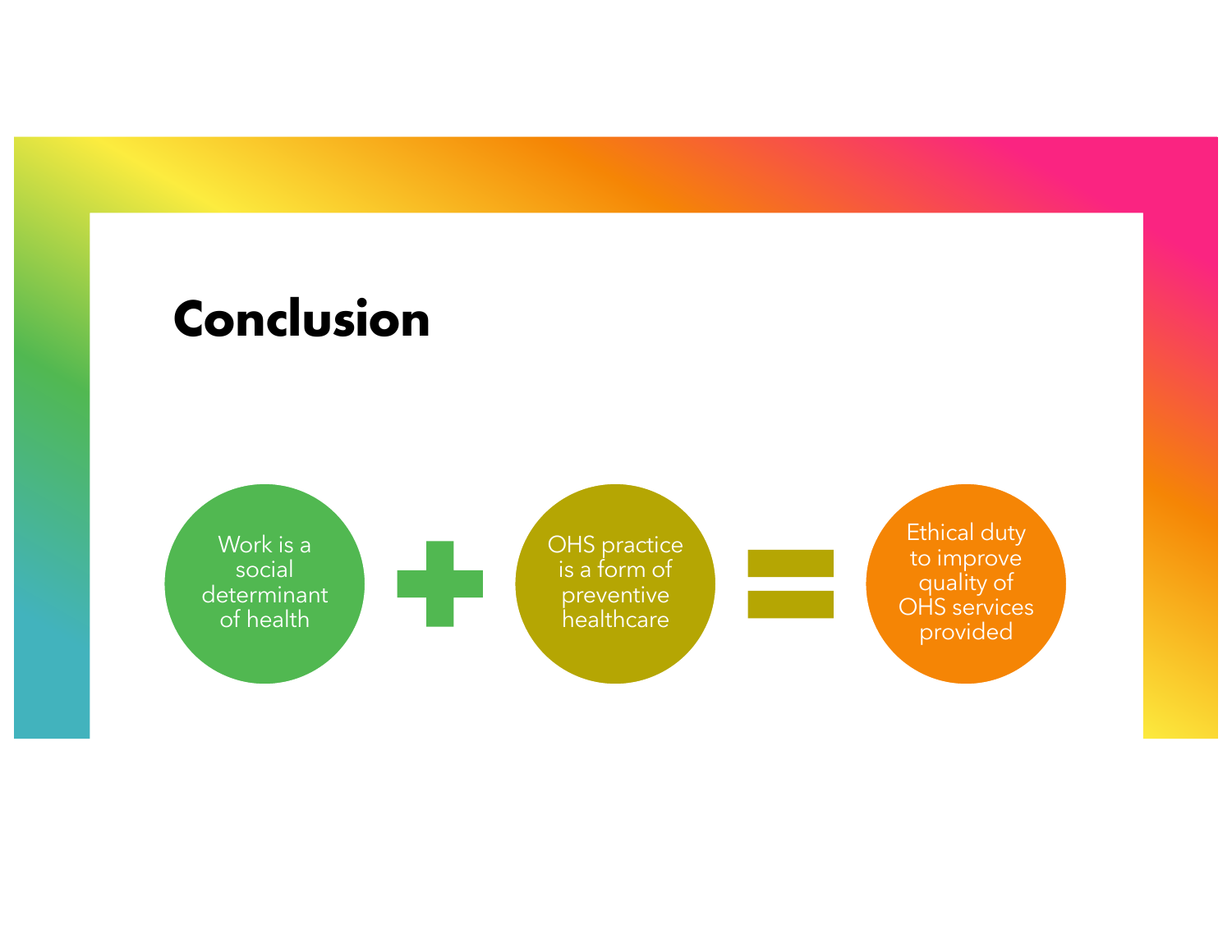# Conclusion

Work is a social determinant of health + OHS practice is a form of preventive healthcare = Ethical duty to improve quality of OHS services provided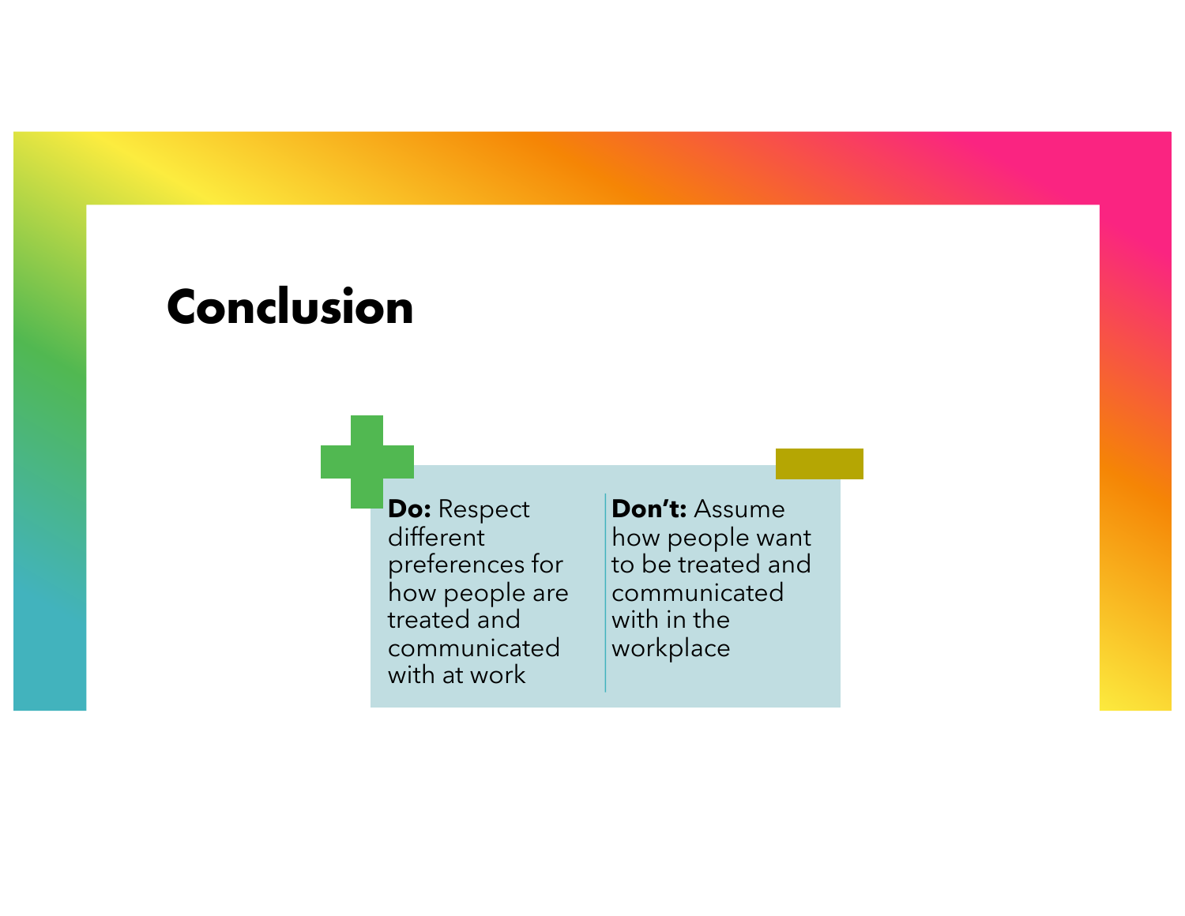# Conclusion

**Do:** Respect different preferences for how people are treated and communicated with at work

**Don't:** Assume how people want to be treated and communicated with in the workplace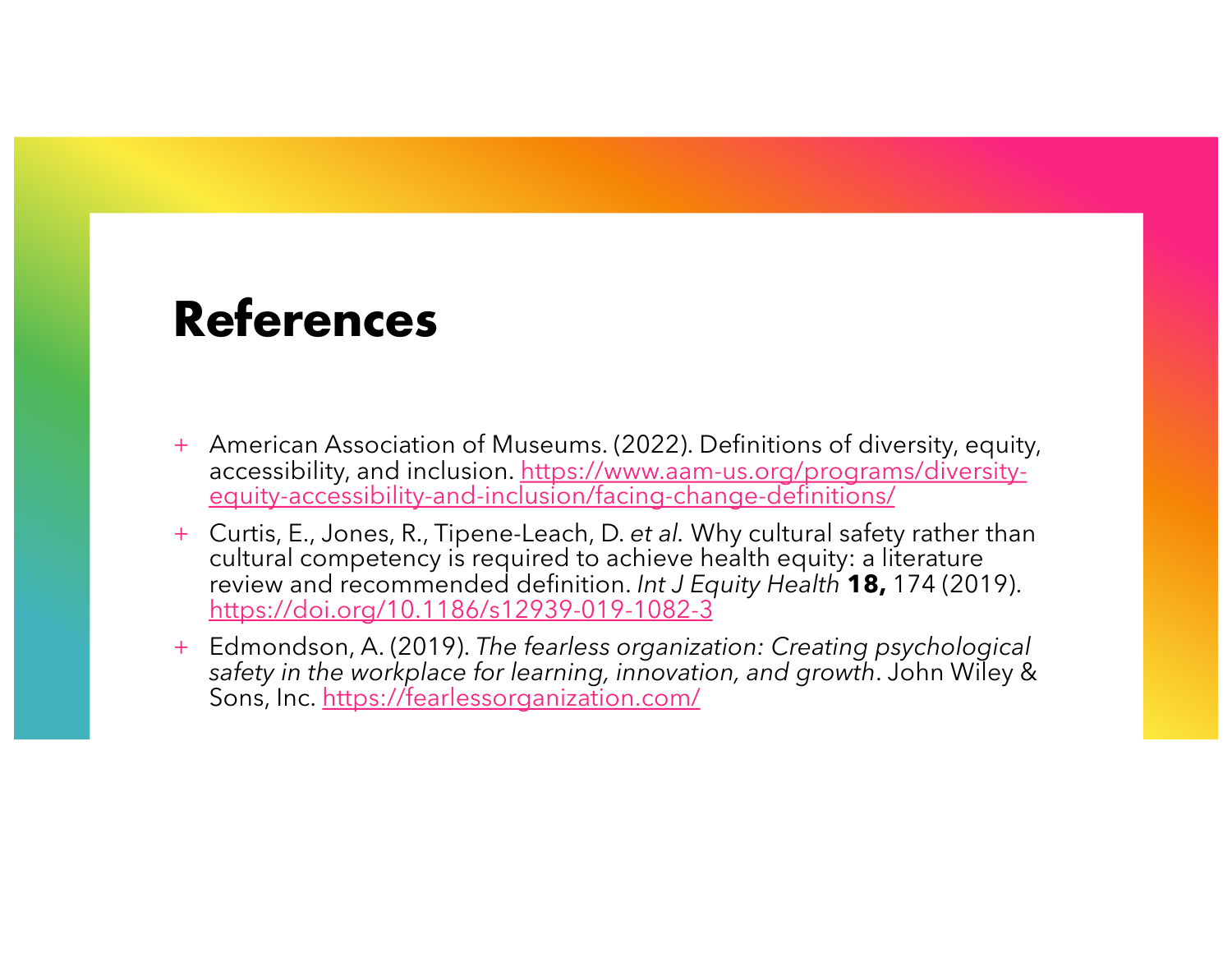# References

- American Association of Museums. (2022). Definitions of diversity, equity, accessibility, and inclusion. https://www.aam-us.org/programs/diversity-equity-accessibility-and-inclusion/facing-change-definitions/
- Curtis, E., Jones, R., Tipene-Leach, D. *et al.* Why cultural safety rather than cultural competency is required to achieve health equity: a literature review and recommended definition. *Int J Equity Health* **18,** 174 (2019). https://doi.org/10.1186/s12939-019-1082-3
- Edmondson, A. (2019). *The fearless organization: Creating psychological safety in the workplace for learning, innovation, and growth*. John Wiley & Sons, Inc. https://fearlessorganization.com/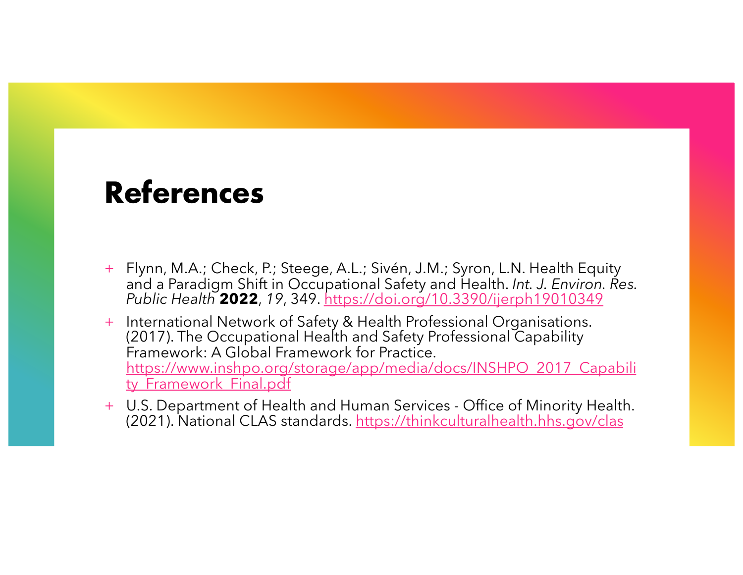# References

- Flynn, M.A.; Check, P.; Steege, A.L.; Sivén, J.M.; Syron, L.N. Health Equity and a Paradigm Shift in Occupational Safety and Health. *Int. J. Environ. Res. Public Health* **2022**, *19*, 349. https://doi.org/10.3390/ijerph19010349
- International Network of Safety & Health Professional Organisations. (2017). The Occupational Health and Safety Professional Capability Framework: A Global Framework for Practice. https://www.inshpo.org/storage/app/media/docs/INSHPO_2017_Capability_Framework_Final.pdf
- U.S. Department of Health and Human Services - Office of Minority Health. (2021). National CLAS standards. https://thinkculturalhealth.hhs.gov/clas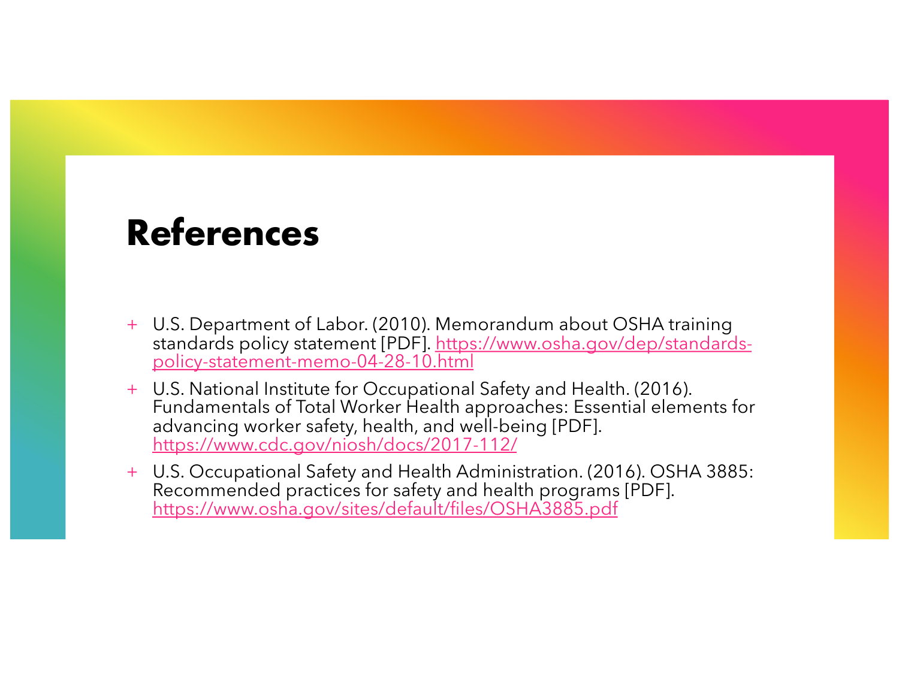# References

- U.S. Department of Labor. (2010). Memorandum about OSHA training standards policy statement [PDF]. https://www.osha.gov/dep/standards-policy-statement-memo-04-28-10.html
- U.S. National Institute for Occupational Safety and Health. (2016). Fundamentals of Total Worker Health approaches: Essential elements for advancing worker safety, health, and well-being [PDF]. https://www.cdc.gov/niosh/docs/2017-112/
- U.S. Occupational Safety and Health Administration. (2016). OSHA 3885: Recommended practices for safety and health programs [PDF]. https://www.osha.gov/sites/default/files/OSHA3885.pdf